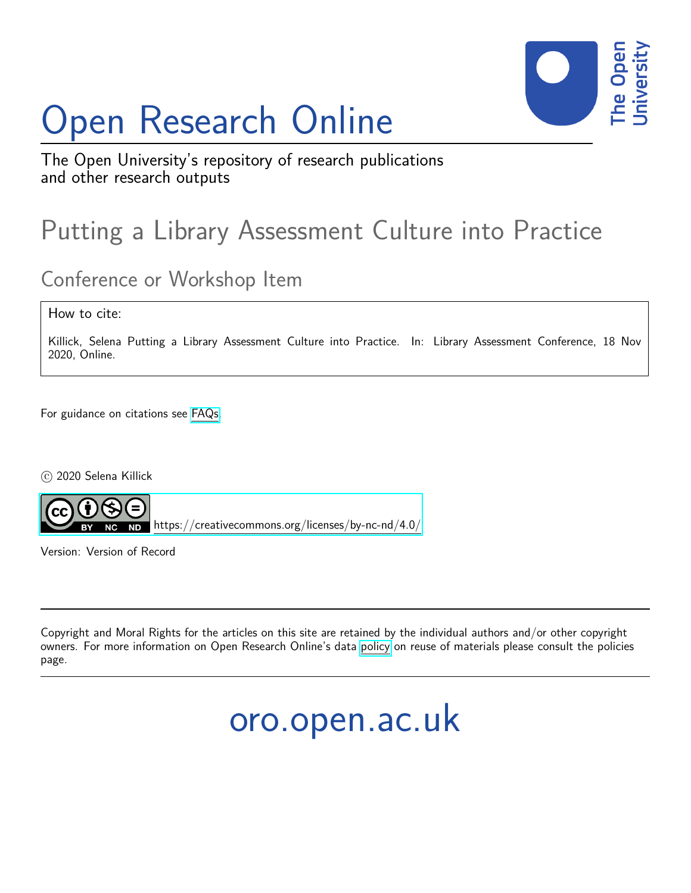# Open Research Online

The Open University's repository of research publications and other research outputs

## Putting a Library Assessment Culture into Practice

### Conference or Workshop Item

How to cite:

Killick, Selena Putting a Library Assessment Culture into Practice. In: Library Assessment Conference, 18 Nov 2020, Online.

For guidance on citations see FAQs.

© 2020 Selena Killick

https://creativecommons.org/licenses/by-nc-nd/4.0/

Version: Version of Record

---

Copyright and Moral Rights for the articles on this site are retained by the individual authors and/or other copyright owners. For more information on Open Research Online's data policy on reuse of materials please consult the policies page.

---

oro.open.ac.uk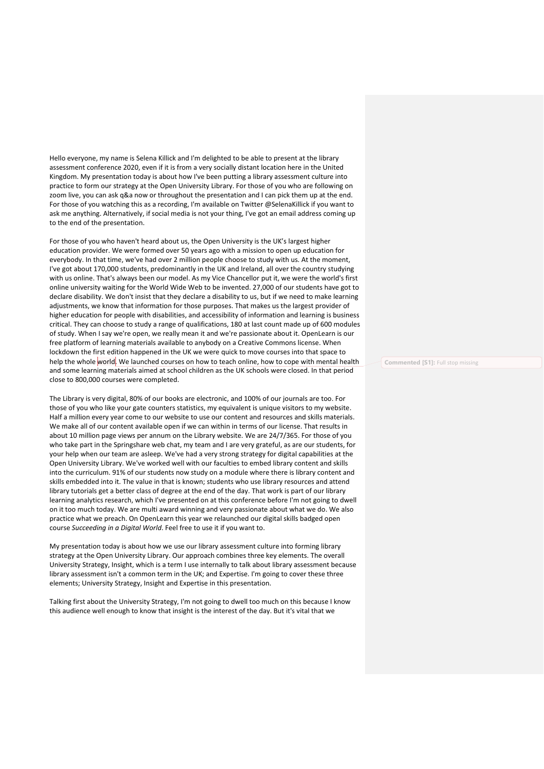Hello everyone, my name is Selena Killick and I'm delighted to be able to present at the library assessment conference 2020, even if it is from a very socially distant location here in the United Kingdom. My presentation today is about how I've been putting a library assessment culture into practice to form our strategy at the Open University Library. For those of you who are following on zoom live, you can ask q&a now or throughout the presentation and I can pick them up at the end. For those of you watching this as a recording, I'm available on Twitter @SelenaKillick if you want to ask me anything. Alternatively, if social media is not your thing, I've got an email address coming up to the end of the presentation.

For those of you who haven't heard about us, the Open University is the UK's largest higher education provider. We were formed over 50 years ago with a mission to open up education for everybody. In that time, we've had over 2 million people choose to study with us. At the moment, I've got about 170,000 students, predominantly in the UK and Ireland, all over the country studying with us online. That's always been our model. As my Vice Chancellor put it, we were the world's first online university waiting for the World Wide Web to be invented. 27,000 of our students have got to declare disability. We don't insist that they declare a disability to us, but if we need to make learning adjustments, we know that information for those purposes. That makes us the largest provider of higher education for people with disabilities, and accessibility of information and learning is business critical. They can choose to study a range of qualifications, 180 at last count made up of 600 modules of study. When I say we're open, we really mean it and we're passionate about it. OpenLearn is our free platform of learning materials available to anybody on a Creative Commons license. When lockdown the first edition happened in the UK we were quick to move courses into that space to help the whole world. We launched courses on how to teach online, how to cope with mental health and some learning materials aimed at school children as the UK schools were closed. In that period close to 800,000 courses were completed.

Commented [S1]: Full stop missing

The Library is very digital, 80% of our books are electronic, and 100% of our journals are too. For those of you who like your gate counters statistics, my equivalent is unique visitors to my website. Half a million every year come to our website to use our content and resources and skills materials. We make all of our content available open if we can within in terms of our license. That results in about 10 million page views per annum on the Library website. We are 24/7/365. For those of you who take part in the Springshare web chat, my team and I are very grateful, as are our students, for your help when our team are asleep. We've had a very strong strategy for digital capabilities at the Open University Library. We've worked well with our faculties to embed library content and skills into the curriculum. 91% of our students now study on a module where there is library content and skills embedded into it. The value in that is known; students who use library resources and attend library tutorials get a better class of degree at the end of the day. That work is part of our library learning analytics research, which I've presented on at this conference before I'm not going to dwell on it too much today. We are multi award winning and very passionate about what we do. We also practice what we preach. On OpenLearn this year we relaunched our digital skills badged open course *Succeeding in a Digital World*. Feel free to use it if you want to.

My presentation today is about how we use our library assessment culture into forming library strategy at the Open University Library. Our approach combines three key elements. The overall University Strategy, Insight, which is a term I use internally to talk about library assessment because library assessment isn't a common term in the UK; and Expertise. I'm going to cover these three elements; University Strategy, Insight and Expertise in this presentation.

Talking first about the University Strategy, I'm not going to dwell too much on this because I know this audience well enough to know that insight is the interest of the day. But it's vital that we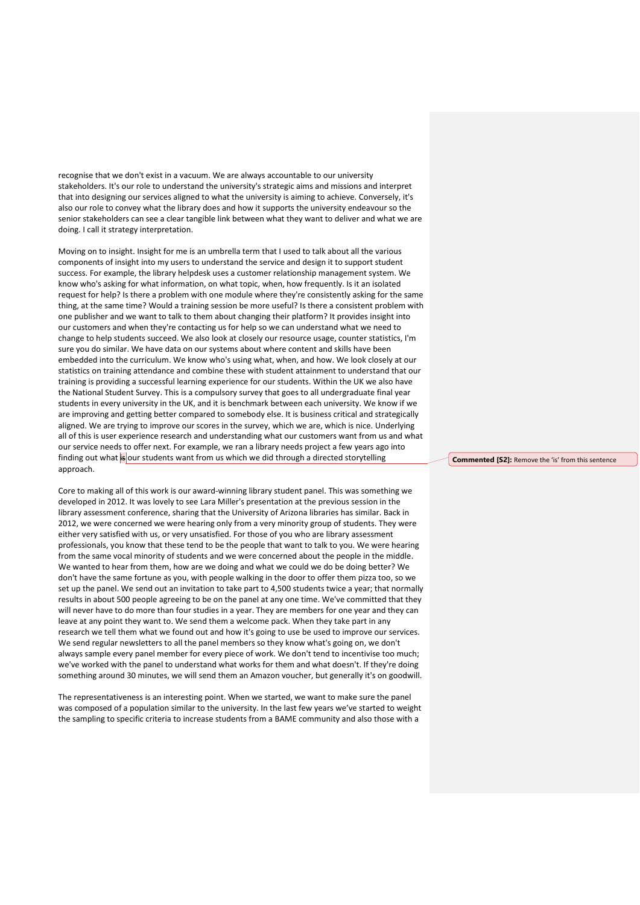recognise that we don't exist in a vacuum. We are always accountable to our university stakeholders. It's our role to understand the university's strategic aims and missions and interpret that into designing our services aligned to what the university is aiming to achieve. Conversely, it's also our role to convey what the library does and how it supports the university endeavour so the senior stakeholders can see a clear tangible link between what they want to deliver and what we are doing. I call it strategy interpretation.

Moving on to insight. Insight for me is an umbrella term that I used to talk about all the various components of insight into my users to understand the service and design it to support student success. For example, the library helpdesk uses a customer relationship management system. We know who's asking for what information, on what topic, when, how frequently. Is it an isolated request for help? Is there a problem with one module where they're consistently asking for the same thing, at the same time? Would a training session be more useful? Is there a consistent problem with one publisher and we want to talk to them about changing their platform? It provides insight into our customers and when they're contacting us for help so we can understand what we need to change to help students succeed. We also look at closely our resource usage, counter statistics, I'm sure you do similar. We have data on our systems about where content and skills have been embedded into the curriculum. We know who's using what, when, and how. We look closely at our statistics on training attendance and combine these with student attainment to understand that our training is providing a successful learning experience for our students. Within the UK we also have the National Student Survey. This is a compulsory survey that goes to all undergraduate final year students in every university in the UK, and it is benchmark between each university. We know if we are improving and getting better compared to somebody else. It is business critical and strategically aligned. We are trying to improve our scores in the survey, which we are, which is nice. Underlying all of this is user experience research and understanding what our customers want from us and what our service needs to offer next. For example, we ran a library needs project a few years ago into finding out what is our students want from us which we did through a directed storytelling approach.

**Commented [S2]:** Remove the 'is' from this sentence

Core to making all of this work is our award-winning library student panel. This was something we developed in 2012. It was lovely to see Lara Miller's presentation at the previous session in the library assessment conference, sharing that the University of Arizona libraries has similar. Back in 2012, we were concerned we were hearing only from a very minority group of students. They were either very satisfied with us, or very unsatisfied. For those of you who are library assessment professionals, you know that these tend to be the people that want to talk to you. We were hearing from the same vocal minority of students and we were concerned about the people in the middle. We wanted to hear from them, how are we doing and what we could we do be doing better? We don't have the same fortune as you, with people walking in the door to offer them pizza too, so we set up the panel. We send out an invitation to take part to 4,500 students twice a year; that normally results in about 500 people agreeing to be on the panel at any one time. We've committed that they will never have to do more than four studies in a year. They are members for one year and they can leave at any point they want to. We send them a welcome pack. When they take part in any research we tell them what we found out and how it's going to be used to improve our services. We send regular newsletters to all the panel members so they know what's going on, we don't always sample every panel member for every piece of work. We don't tend to incentivise too much; we've worked with the panel to understand what works for them and what doesn't. If they're doing something around 30 minutes, we will send them an Amazon voucher, but generally it's on goodwill.

The representativeness is an interesting point. When we started, we want to make sure the panel was composed of a population similar to the university. In the last few years we've started to weight the sampling to specific criteria to increase students from a BAME community and also those with a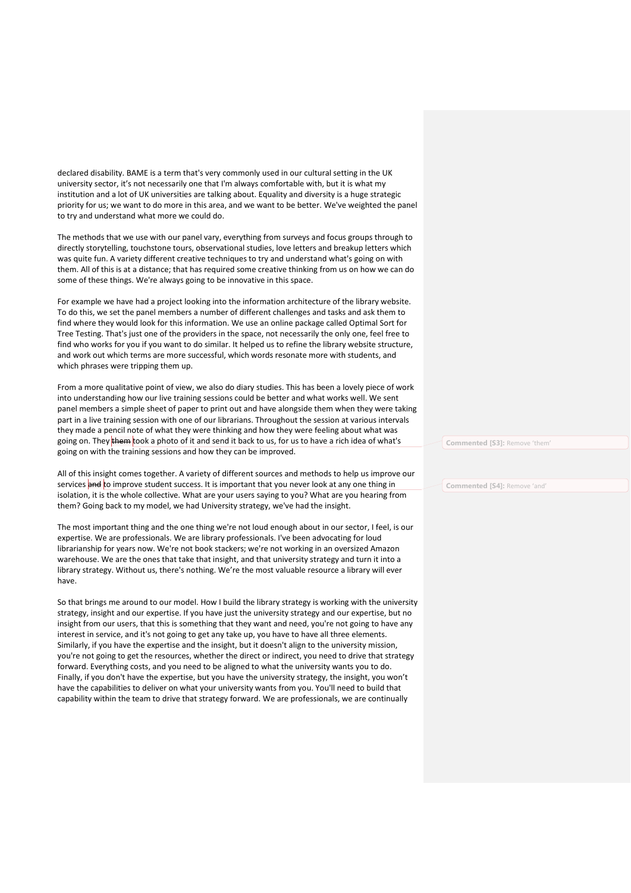declared disability. BAME is a term that's very commonly used in our cultural setting in the UK university sector, it's not necessarily one that I'm always comfortable with, but it is what my institution and a lot of UK universities are talking about. Equality and diversity is a huge strategic priority for us; we want to do more in this area, and we want to be better. We've weighted the panel to try and understand what more we could do.

The methods that we use with our panel vary, everything from surveys and focus groups through to directly storytelling, touchstone tours, observational studies, love letters and breakup letters which was quite fun. A variety different creative techniques to try and understand what's going on with them. All of this is at a distance; that has required some creative thinking from us on how we can do some of these things. We're always going to be innovative in this space.

For example we have had a project looking into the information architecture of the library website. To do this, we set the panel members a number of different challenges and tasks and ask them to find where they would look for this information. We use an online package called Optimal Sort for Tree Testing. That's just one of the providers in the space, not necessarily the only one, feel free to find who works for you if you want to do similar. It helped us to refine the library website structure, and work out which terms are more successful, which words resonate more with students, and which phrases were tripping them up.

From a more qualitative point of view, we also do diary studies. This has been a lovely piece of work into understanding how our live training sessions could be better and what works well. We sent panel members a simple sheet of paper to print out and have alongside them when they were taking part in a live training session with one of our librarians. Throughout the session at various intervals they made a pencil note of what they were thinking and how they were feeling about what was going on. They ~~them~~ took a photo of it and send it back to us, for us to have a rich idea of what's going on with the training sessions and how they can be improved.

All of this insight comes together. A variety of different sources and methods to help us improve our services ~~and~~ to improve student success. It is important that you never look at any one thing in isolation, it is the whole collective. What are your users saying to you? What are you hearing from them? Going back to my model, we had University strategy, we've had the insight.

The most important thing and the one thing we're not loud enough about in our sector, I feel, is our expertise. We are professionals. We are library professionals. I've been advocating for loud librarianship for years now. We're not book stackers; we're not working in an oversized Amazon warehouse. We are the ones that take that insight, and that university strategy and turn it into a library strategy. Without us, there's nothing. We're the most valuable resource a library will ever have.

So that brings me around to our model. How I build the library strategy is working with the university strategy, insight and our expertise. If you have just the university strategy and our expertise, but no insight from our users, that this is something that they want and need, you're not going to have any interest in service, and it's not going to get any take up, you have to have all three elements. Similarly, if you have the expertise and the insight, but it doesn't align to the university mission, you're not going to get the resources, whether the direct or indirect, you need to drive that strategy forward. Everything costs, and you need to be aligned to what the university wants you to do. Finally, if you don't have the expertise, but you have the university strategy, the insight, you won't have the capabilities to deliver on what your university wants from you. You'll need to build that capability within the team to drive that strategy forward. We are professionals, we are continually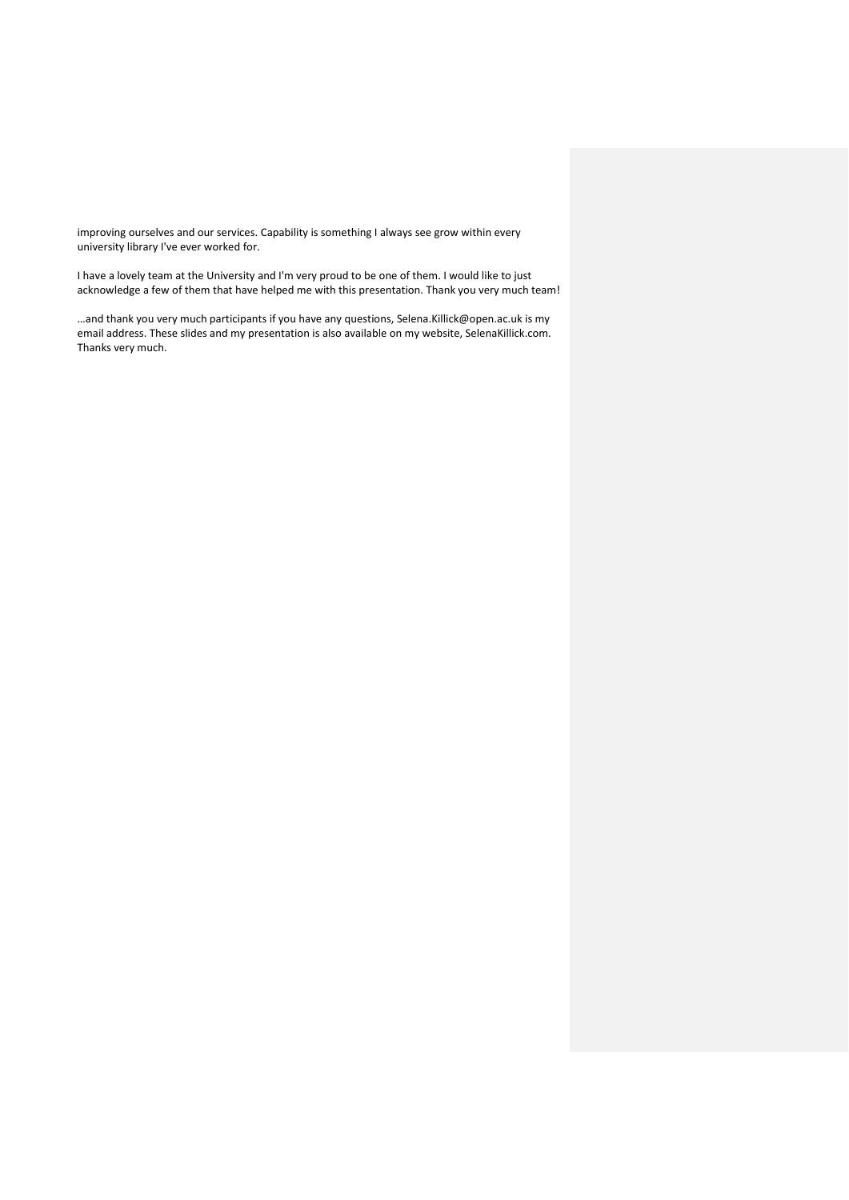improving ourselves and our services. Capability is something I always see grow within every university library I've ever worked for.

I have a lovely team at the University and I'm very proud to be one of them. I would like to just acknowledge a few of them that have helped me with this presentation. Thank you very much team!

…and thank you very much participants if you have any questions, Selena.Killick@open.ac.uk is my email address. These slides and my presentation is also available on my website, SelenaKillick.com. Thanks very much.